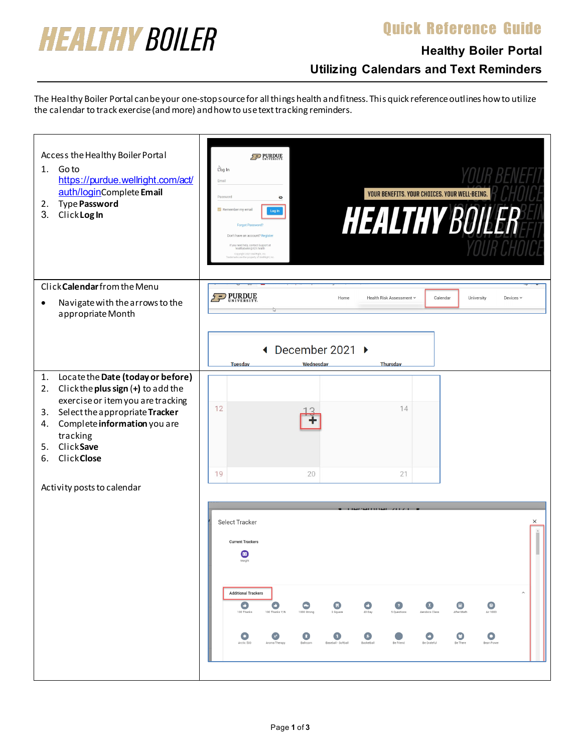# HEALTHY BOILER

## Quick Reference Guide

### Healthy Boiler Portal

### Utilizing Calendars and Text Reminders

The Healthy Boiler Portal can be your one-stop source for all things health and fitness. This quick reference outlines how to utilize the calendar to track exercise (and more) and how to use text tracking reminders.

Access the Healthy Boiler Portal

1. Go to https://purdue.wellright.com/act/auth/login Complete **Email**
2. Type **Password**
3. Click **Log In**

Click **Calendar** from the Menu

- Navigate with the arrows to the appropriate Month

1. Locate the **Date (today or before)**
2. Click the **plus sign (+)** to add the exercise or item you are tracking
3. Select the appropriate **Tracker**
4. Complete **information** you are tracking
5. Click **Save**
6. Click **Close**

Activity posts to calendar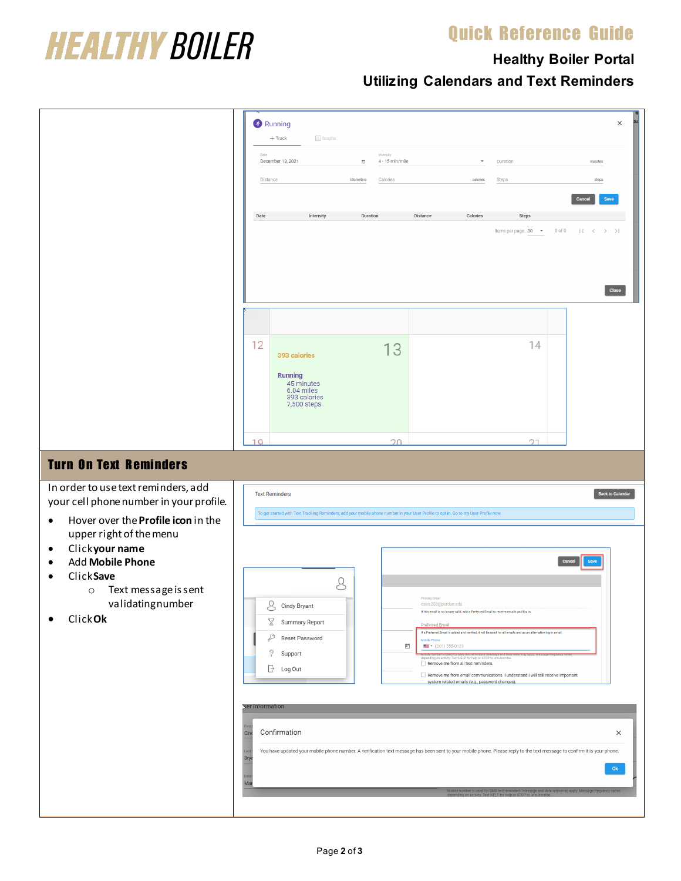## Turn On Text Reminders

In order to use text reminders, add your cell phone number in your profile.

- Hover over the **Profile icon** in the upper right of the menu
- Click **your name**
- Add **Mobile Phone**
- Click **Save**
  - Text message is sent validating number
- Click **Ok**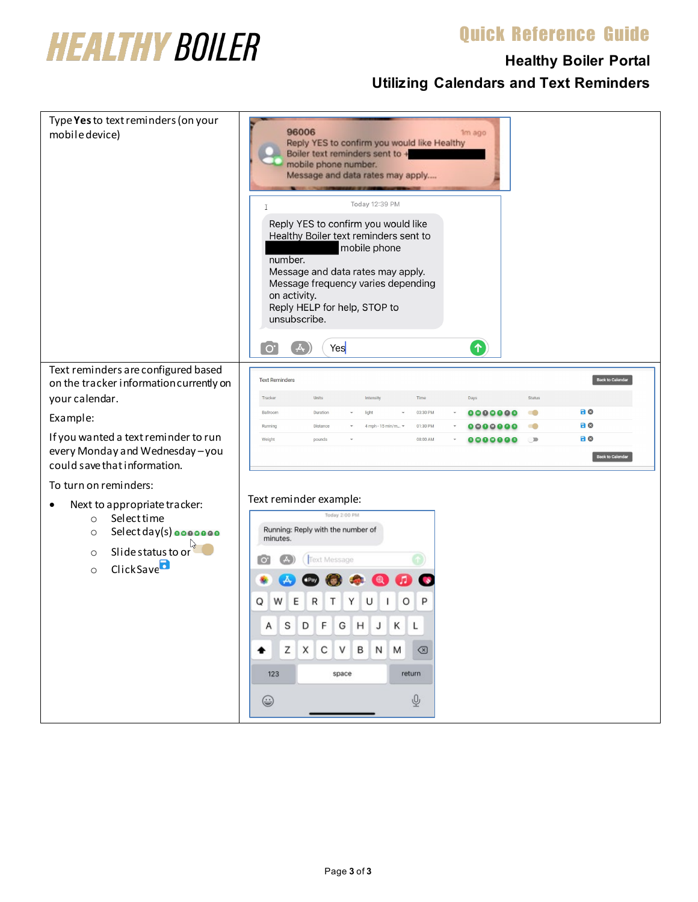# HEALTHY BOILER

## Quick Reference Guide

### Healthy Boiler Portal

### Utilizing Calendars and Text Reminders

Type **Yes** to text reminders (on your mobile device)

96006 — 1m ago
Reply YES to confirm you would like Healthy Boiler text reminders sent to + mobile phone number. Message and data rates may apply....

Today 12:39 PM

Reply YES to confirm you would like Healthy Boiler text reminders sent to mobile phone number.
Message and data rates may apply.
Message frequency varies depending on activity.
Reply HELP for help, STOP to unsubscribe.

Yes

---

Text reminders are configured based on the tracker information currently on your calendar.

Example:

If you wanted a text reminder to run every Monday and Wednesday – you could save that information.

To turn on reminders:

- Next to appropriate tracker:
  - Select time
  - Select day(s)
  - Slide status to on
  - Click Save

Text Reminders — Back to Calendar

| Tracker | Units | Intensity | Time | Days | Status |
|---|---|---|---|---|---|
| Ballroom | Duration | light | 03:30 PM | S M T W T F S | |
| Running | Distance | 4 mph - 15 min/m... | 01:30 PM | S M T W T F S | |
| Weight | pounds | | 08:00 AM | S M T W T F S | |

Back to Calendar

Text reminder example:

Today 2:00 PM

Running: Reply with the number of minutes.